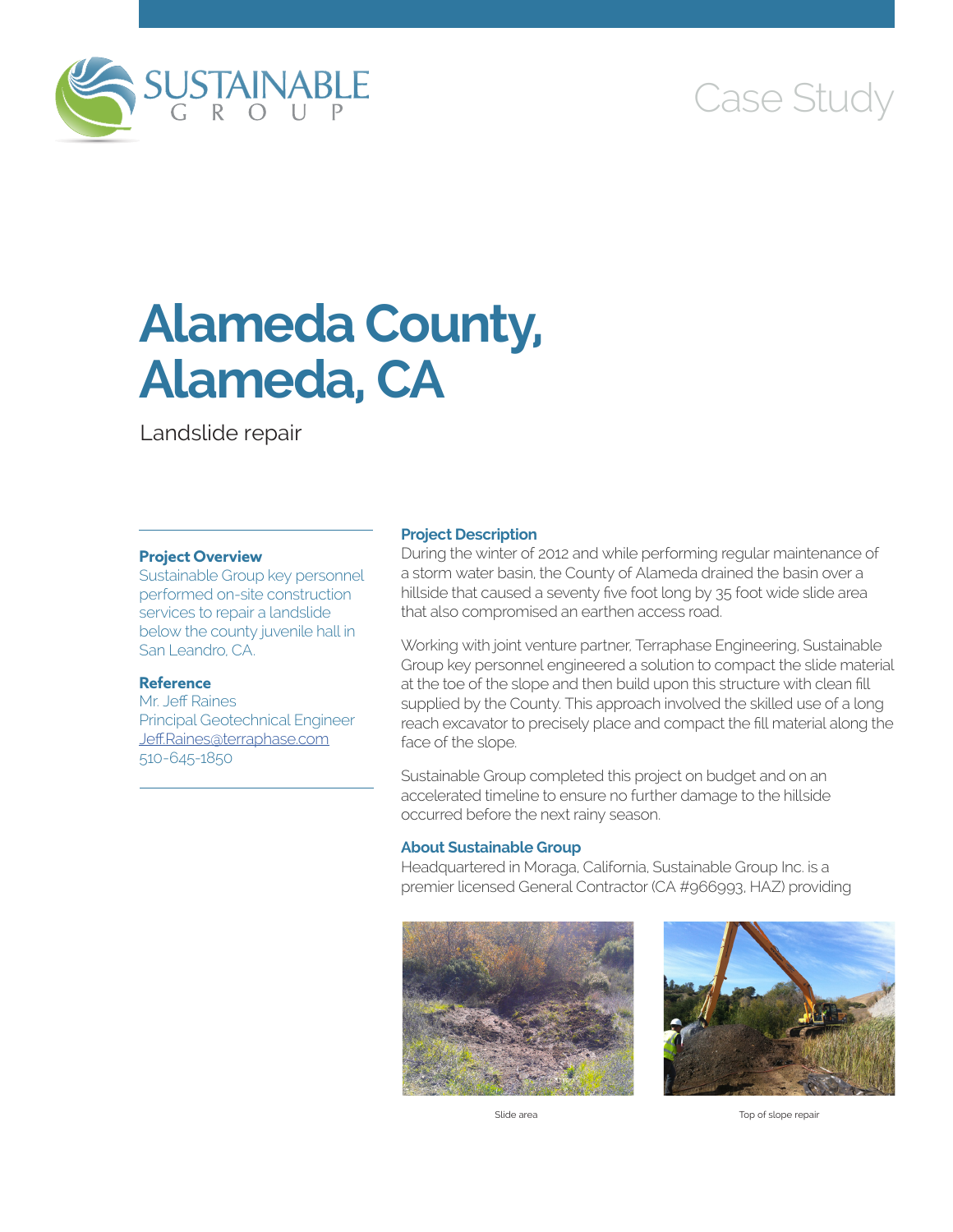Case Study

# Alameda County, Alameda, CA

Landslide repair

### Project Overview

Sustainable Group key personnel performed on-site construction services to repair a landslide below the county juvenile hall in San Leandro, CA.

### Reference

Mr. Jeff Raines
Principal Geotechnical Engineer
Jeff.Raines@terraphase.com
510-645-1850

### Project Description

During the winter of 2012 and while performing regular maintenance of a storm water basin, the County of Alameda drained the basin over a hillside that caused a seventy five foot long by 35 foot wide slide area that also compromised an earthen access road.

Working with joint venture partner, Terraphase Engineering, Sustainable Group key personnel engineered a solution to compact the slide material at the toe of the slope and then build upon this structure with clean fill supplied by the County. This approach involved the skilled use of a long reach excavator to precisely place and compact the fill material along the face of the slope.

Sustainable Group completed this project on budget and on an accelerated timeline to ensure no further damage to the hillside occurred before the next rainy season.

### About Sustainable Group

Headquartered in Moraga, California, Sustainable Group Inc. is a premier licensed General Contractor (CA #966993, HAZ) providing

Slide area

Top of slope repair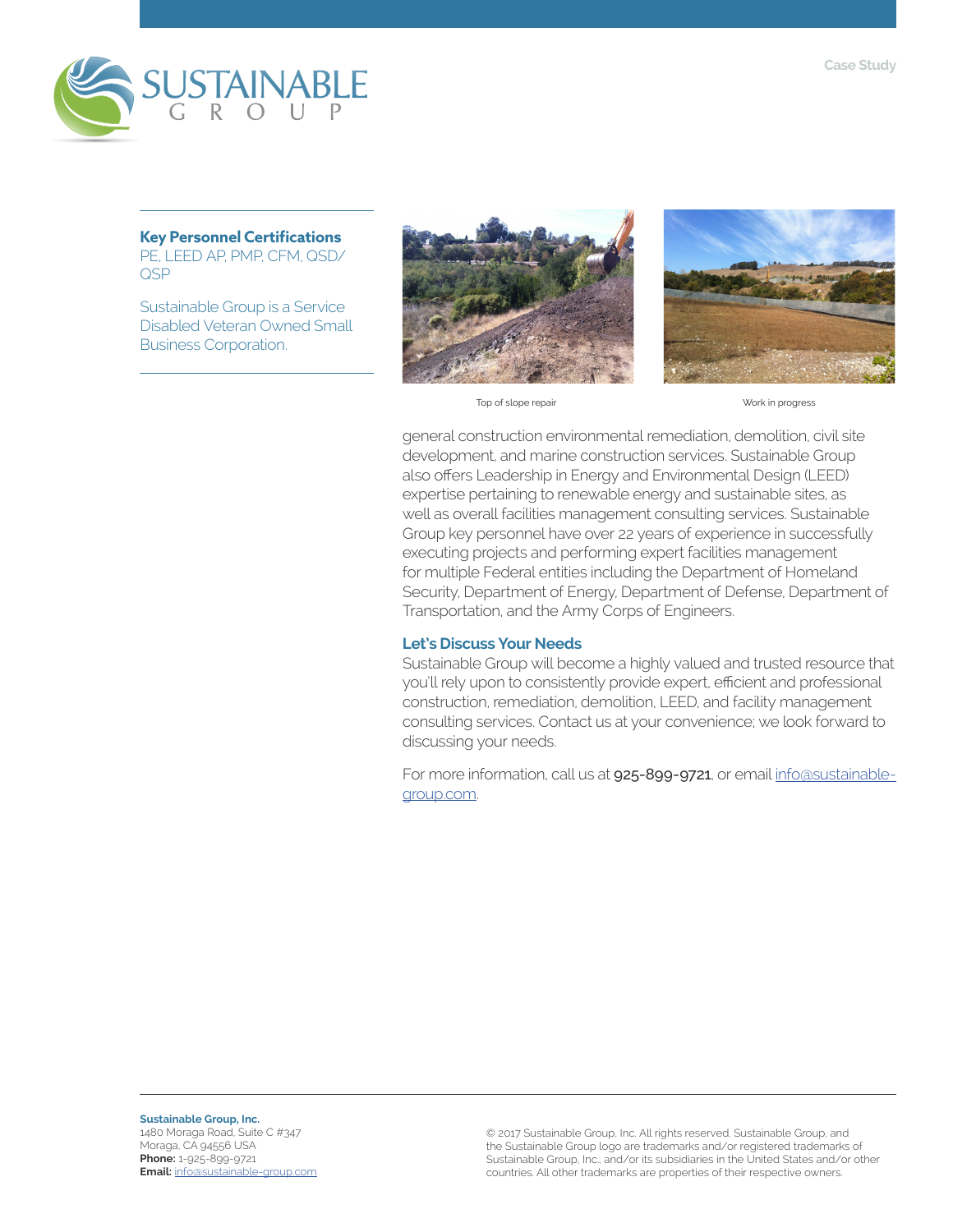### Key Personnel Certifications

PE, LEED AP, PMP, CFM, QSD/QSP

Sustainable Group is a Service Disabled Veteran Owned Small Business Corporation.

Top of slope repair

Work in progress

general construction environmental remediation, demolition, civil site development, and marine construction services. Sustainable Group also offers Leadership in Energy and Environmental Design (LEED) expertise pertaining to renewable energy and sustainable sites, as well as overall facilities management consulting services. Sustainable Group key personnel have over 22 years of experience in successfully executing projects and performing expert facilities management for multiple Federal entities including the Department of Homeland Security, Department of Energy, Department of Defense, Department of Transportation, and the Army Corps of Engineers.

### Let's Discuss Your Needs

Sustainable Group will become a highly valued and trusted resource that you'll rely upon to consistently provide expert, efficient and professional construction, remediation, demolition, LEED, and facility management consulting services. Contact us at your convenience; we look forward to discussing your needs.

For more information, call us at 925-899-9721, or email info@sustainable-group.com.

**Sustainable Group, Inc.**
1480 Moraga Road, Suite C #347
Moraga, CA 94556 USA
**Phone:** 1-925-899-9721
**Email:** info@sustainable-group.com

© 2017 Sustainable Group, Inc. All rights reserved. Sustainable Group, and the Sustainable Group logo are trademarks and/or registered trademarks of Sustainable Group, Inc., and/or its subsidiaries in the United States and/or other countries. All other trademarks are properties of their respective owners.